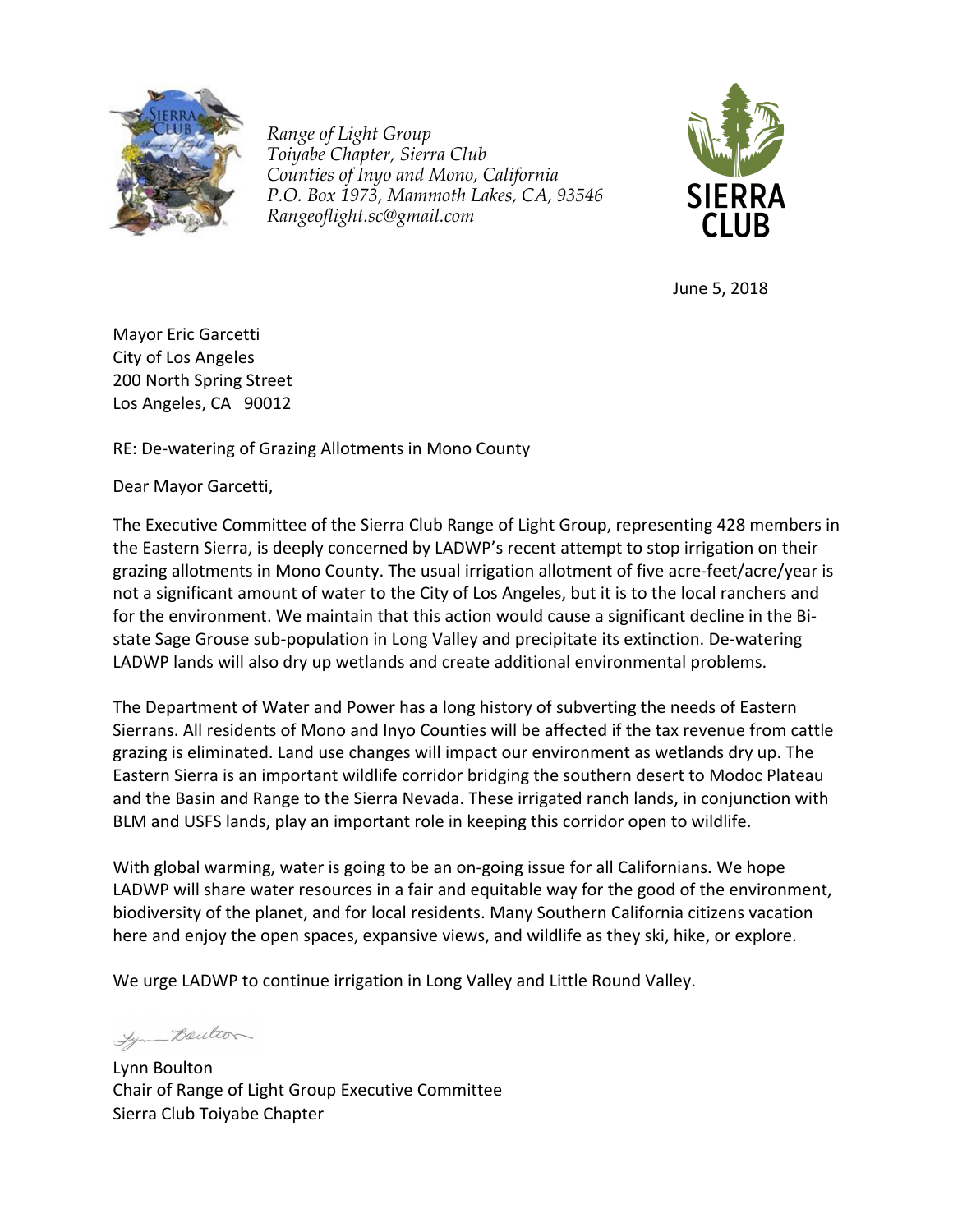*Range of Light Group*
*Toiyabe Chapter, Sierra Club*
*Counties of Inyo and Mono, California*
*P.O. Box 1973, Mammoth Lakes, CA, 93546*
*Rangeoflight.sc@gmail.com*

June 5, 2018

Mayor Eric Garcetti
City of Los Angeles
200 North Spring Street
Los Angeles, CA 90012

RE: De-watering of Grazing Allotments in Mono County

Dear Mayor Garcetti,

The Executive Committee of the Sierra Club Range of Light Group, representing 428 members in the Eastern Sierra, is deeply concerned by LADWP's recent attempt to stop irrigation on their grazing allotments in Mono County. The usual irrigation allotment of five acre-feet/acre/year is not a significant amount of water to the City of Los Angeles, but it is to the local ranchers and for the environment. We maintain that this action would cause a significant decline in the Bi-state Sage Grouse sub-population in Long Valley and precipitate its extinction. De-watering LADWP lands will also dry up wetlands and create additional environmental problems.

The Department of Water and Power has a long history of subverting the needs of Eastern Sierrans. All residents of Mono and Inyo Counties will be affected if the tax revenue from cattle grazing is eliminated. Land use changes will impact our environment as wetlands dry up. The Eastern Sierra is an important wildlife corridor bridging the southern desert to Modoc Plateau and the Basin and Range to the Sierra Nevada. These irrigated ranch lands, in conjunction with BLM and USFS lands, play an important role in keeping this corridor open to wildlife.

With global warming, water is going to be an on-going issue for all Californians. We hope LADWP will share water resources in a fair and equitable way for the good of the environment, biodiversity of the planet, and for local residents. Many Southern California citizens vacation here and enjoy the open spaces, expansive views, and wildlife as they ski, hike, or explore.

We urge LADWP to continue irrigation in Long Valley and Little Round Valley.

Lynn Boulton
Chair of Range of Light Group Executive Committee
Sierra Club Toiyabe Chapter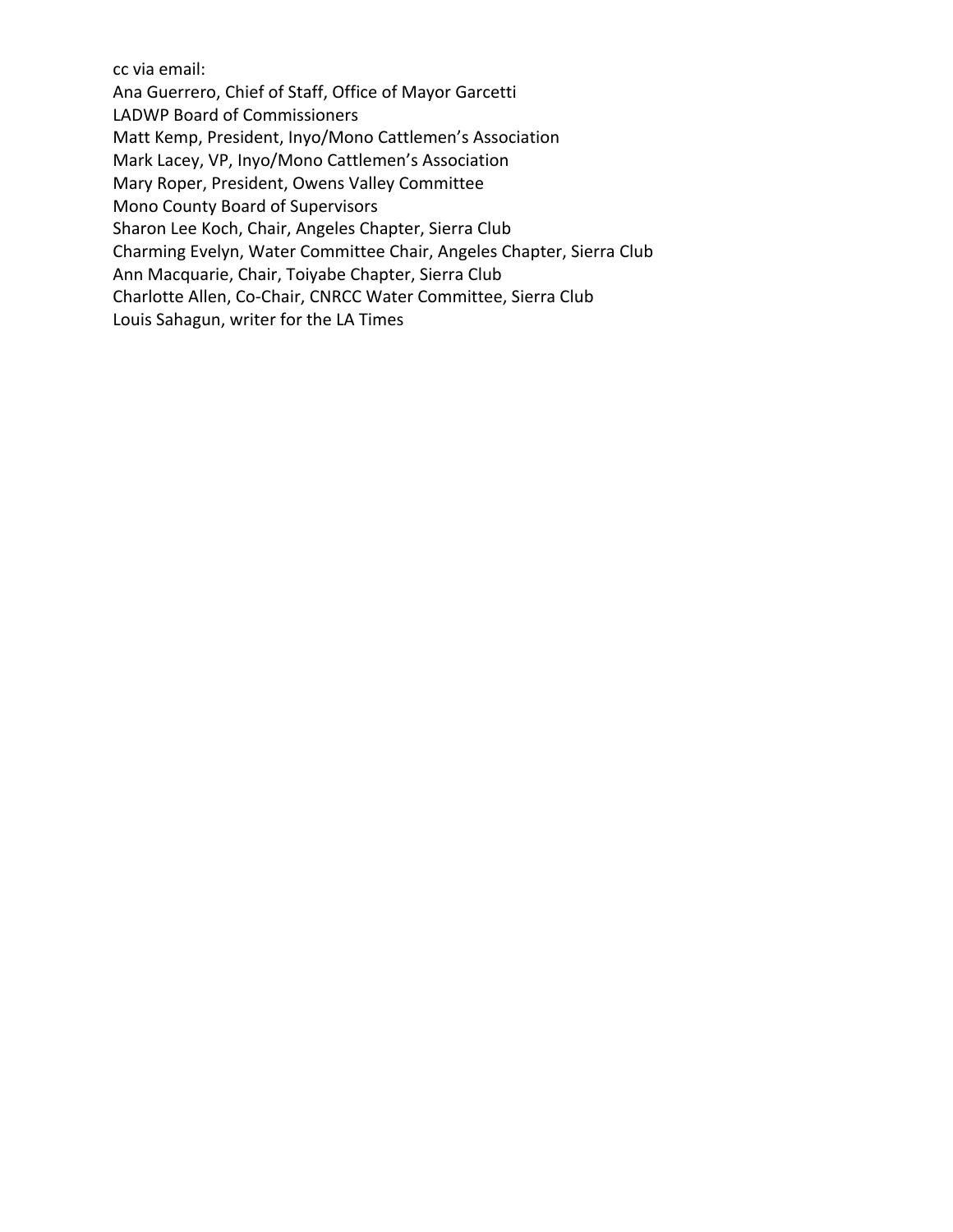cc via email:

Ana Guerrero, Chief of Staff, Office of Mayor Garcetti
LADWP Board of Commissioners
Matt Kemp, President, Inyo/Mono Cattlemen's Association
Mark Lacey, VP, Inyo/Mono Cattlemen's Association
Mary Roper, President, Owens Valley Committee
Mono County Board of Supervisors
Sharon Lee Koch, Chair, Angeles Chapter, Sierra Club
Charming Evelyn, Water Committee Chair, Angeles Chapter, Sierra Club
Ann Macquarie, Chair, Toiyabe Chapter, Sierra Club
Charlotte Allen, Co-Chair, CNRCC Water Committee, Sierra Club
Louis Sahagun, writer for the LA Times